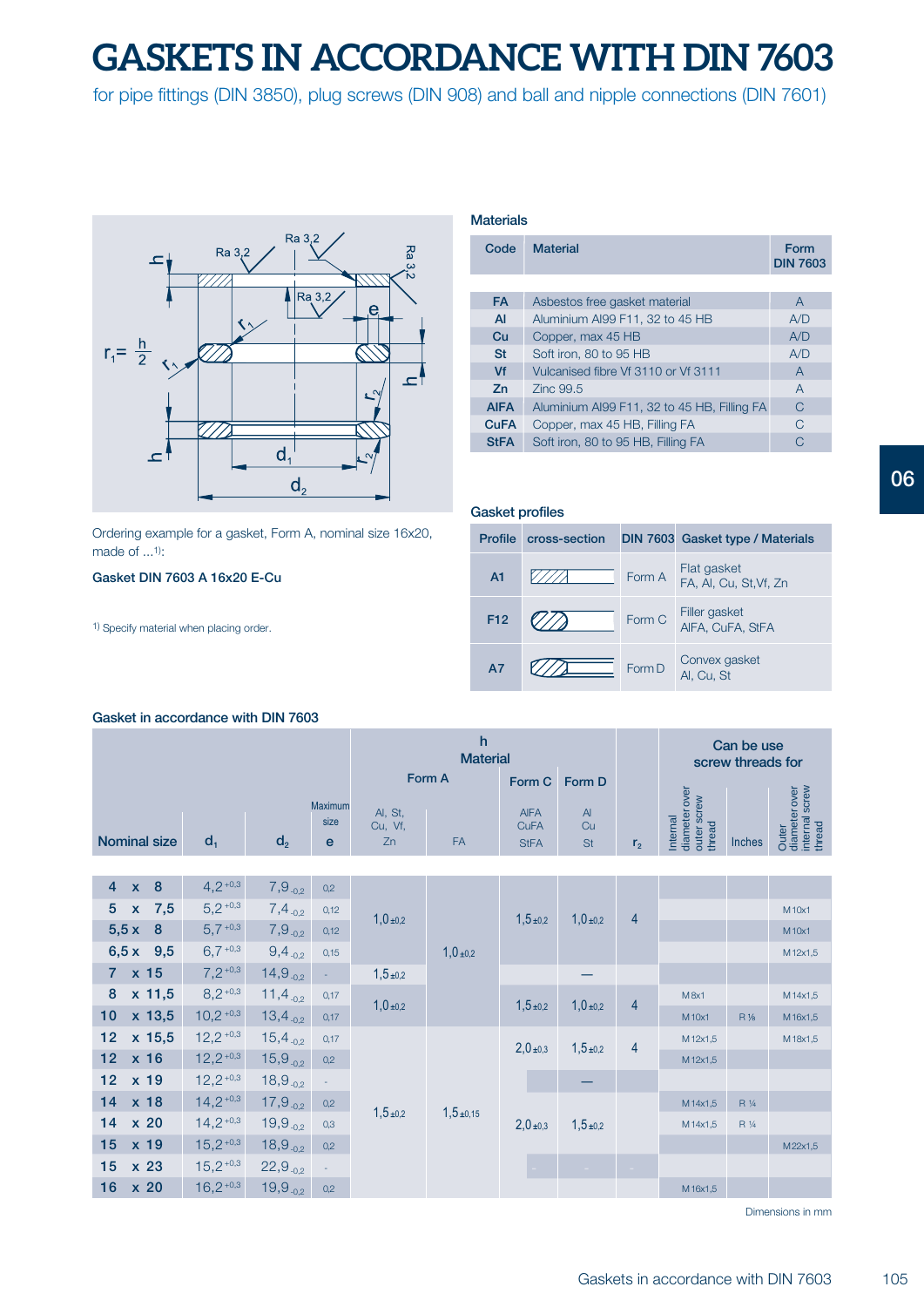# GASKETS IN ACCORDANCE WITH DIN 7603

for pipe fittings (DIN 3850), plug screws (DIN 908) and ball and nipple connections (DIN 7601)

## Materials

| Code | Material | Form DIN 7603 |
|---|---|---|
| FA | Asbestos free gasket material | A |
| Al | Aluminium Al99 F11, 32 to 45 HB | A/D |
| Cu | Copper, max 45 HB | A/D |
| St | Soft iron, 80 to 95 HB | A/D |
| Vf | Vulcanised fibre Vf 3110 or Vf 3111 | A |
| Zn | Zinc 99.5 | A |
| AlFA | Aluminium Al99 F11, 32 to 45 HB, Filling FA | C |
| CuFA | Copper, max 45 HB, Filling FA | C |
| StFA | Soft iron, 80 to 95 HB, Filling FA | C |

Ordering example for a gasket, Form A, nominal size 16x20, made of ...[1]:

**Gasket DIN 7603 A 16x20 E-Cu**

[1] Specify material when placing order.

## Gasket profiles

| Profile | cross-section | DIN 7603 | Gasket type / Materials |
|---|---|---|---|
| A1 | | Form A | Flat gasket FA, Al, Cu, St,Vf, Zn |
| F12 | | Form C | Filler gasket AlFA, CuFA, StFA |
| A7 | | Form D | Convex gasket Al, Cu, St |

## Gasket in accordance with DIN 7603

| Nominal size | $d_1$ | $d_2$ | Maximum size e | h Material Form A: Al, St, Cu, Vf, Zn | h Form A: FA | h Form C: AlFA, CuFA, StFA | h Form D: Al, Cu, St | $r_2$ | Can be use screw threads for: Internal diameter over outer screw thread | Inches | Outer diameter over internal screw thread |
|---|---|---|---|---|---|---|---|---|---|---|---|
| 4 x 8 | $4,2^{+0,3}$ | $7,9_{-0,2}$ | 0,2 | $1,0_{\pm0,2}$ | $1,0_{\pm0,2}$ | $1,5_{\pm0,2}$ | $1,0_{\pm0,2}$ | 4 | | | |
| 5 x 7,5 | $5,2^{+0,3}$ | $7,4_{-0,2}$ | 0,12 | $1,0_{\pm0,2}$ | $1,0_{\pm0,2}$ | $1,5_{\pm0,2}$ | $1,0_{\pm0,2}$ | 4 | | | M 10x1 |
| 5,5 x 8 | $5,7^{+0,3}$ | $7,9_{-0,2}$ | 0,12 | $1,0_{\pm0,2}$ | $1,0_{\pm0,2}$ | $1,5_{\pm0,2}$ | $1,0_{\pm0,2}$ | 4 | | | M 10x1 |
| 6,5 x 9,5 | $6,7^{+0,3}$ | $9,4_{-0,2}$ | 0,15 | $1,0_{\pm0,2}$ | $1,0_{\pm0,2}$ | $1,5_{\pm0,2}$ | $1,0_{\pm0,2}$ | 4 | | | M 12x1,5 |
| 7 x 15 | $7,2^{+0,3}$ | $14,9_{-0,2}$ | - | $1,5_{\pm0,2}$ | $1,0_{\pm0,2}$ | | — | | | | |
| 8 x 11,5 | $8,2^{+0,3}$ | $11,4_{-0,2}$ | 0,17 | $1,0_{\pm0,2}$ | $1,0_{\pm0,2}$ | $1,5_{\pm0,2}$ | $1,0_{\pm0,2}$ | 4 | M 8x1 | | M 14x1,5 |
| 10 x 13,5 | $10,2^{+0,3}$ | $13,4_{-0,2}$ | 0,17 | $1,0_{\pm0,2}$ | $1,0_{\pm0,2}$ | $1,5_{\pm0,2}$ | $1,0_{\pm0,2}$ | 4 | M 10x1 | R 1/8 | M 16x1,5 |
| 12 x 15,5 | $12,2^{+0,3}$ | $15,4_{-0,2}$ | 0,17 | $1,5_{\pm0,2}$ | $1,5_{\pm0,15}$ | $2,0_{\pm0,3}$ | $1,5_{\pm0,2}$ | 4 | M 12x1,5 | | M 18x1,5 |
| 12 x 16 | $12,2^{+0,3}$ | $15,9_{-0,2}$ | 0,2 | $1,5_{\pm0,2}$ | $1,5_{\pm0,15}$ | $2,0_{\pm0,3}$ | $1,5_{\pm0,2}$ | 4 | M 12x1,5 | | |
| 12 x 19 | $12,2^{+0,3}$ | $18,9_{-0,2}$ | - | $1,5_{\pm0,2}$ | $1,5_{\pm0,15}$ | | — | | | | |
| 14 x 18 | $14,2^{+0,3}$ | $17,9_{-0,2}$ | 0,2 | $1,5_{\pm0,2}$ | $1,5_{\pm0,15}$ | $2,0_{\pm0,3}$ | $1,5_{\pm0,2}$ | | M 14x1,5 | R 1/4 | |
| 14 x 20 | $14,2^{+0,3}$ | $19,9_{-0,2}$ | 0,3 | $1,5_{\pm0,2}$ | $1,5_{\pm0,15}$ | $2,0_{\pm0,3}$ | $1,5_{\pm0,2}$ | | M 14x1,5 | R 1/4 | |
| 15 x 19 | $15,2^{+0,3}$ | $18,9_{-0,2}$ | 0,2 | $1,5_{\pm0,2}$ | $1,5_{\pm0,15}$ | $2,0_{\pm0,3}$ | $1,5_{\pm0,2}$ | | | | M 22x1,5 |
| 15 x 23 | $15,2^{+0,3}$ | $22,9_{-0,2}$ | - | $1,5_{\pm0,2}$ | $1,5_{\pm0,15}$ | - | - | - | | | |
| 16 x 20 | $16,2^{+0,3}$ | $19,9_{-0,2}$ | 0,2 | $1,5_{\pm0,2}$ | $1,5_{\pm0,15}$ | | | | M 16x1,5 | | |

Dimensions in mm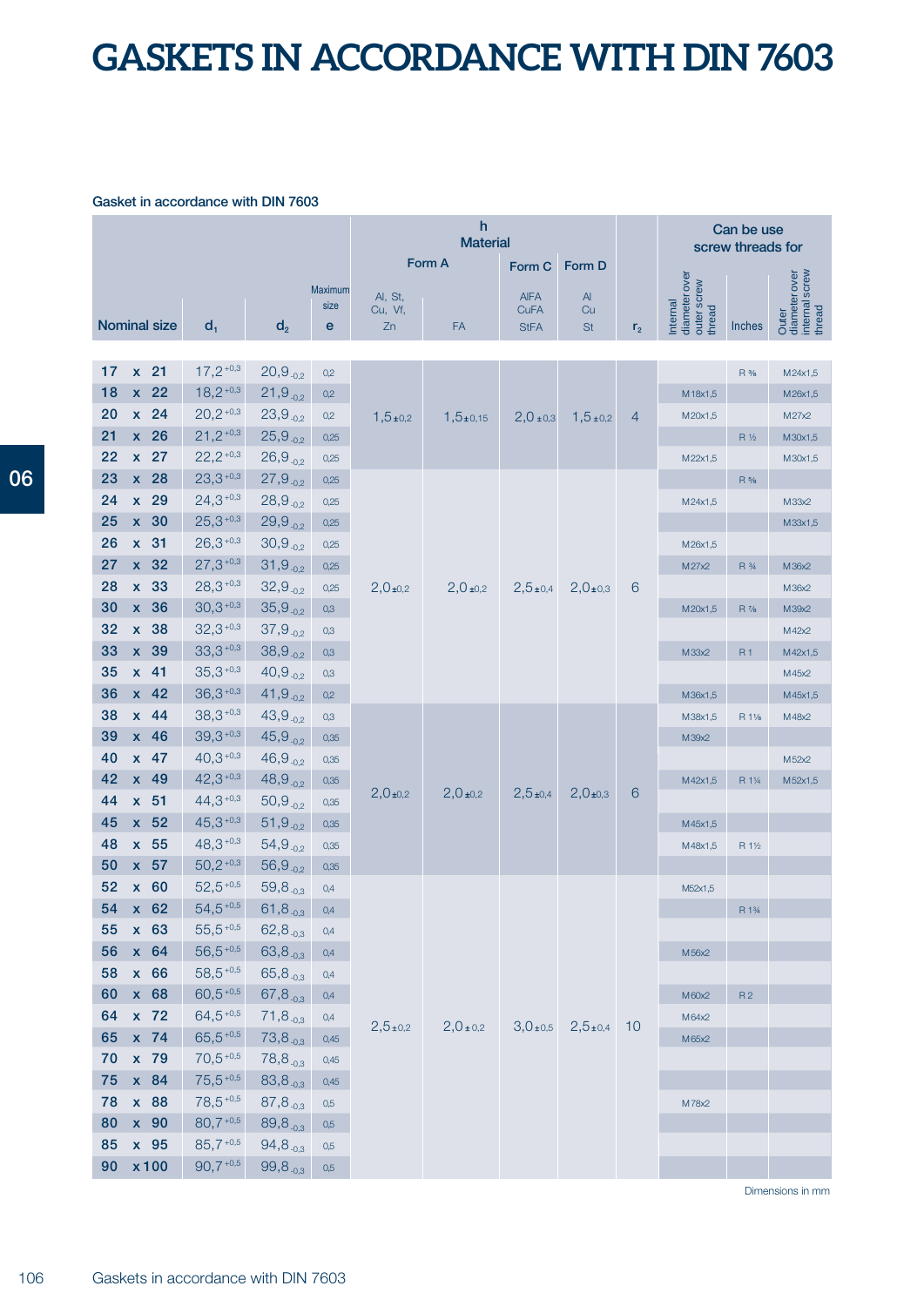# GASKETS IN ACCORDANCE WITH DIN 7603

**Gasket in accordance with DIN 7603**

| Nominal size | $d_1$ | $d_2$ | Maximum size e | h Material Form A Al, St, Cu, Vf, Zn | Form A FA | Form C AlFA CuFA StFA | Form D Al Cu St | $r_2$ | Can be use screw threads for: Internal diameter over outer screw thread | Inches | Outer diameter over internal screw thread |
|---|---|---|---|---|---|---|---|---|---|---|---|
| 17 x 21 | $17{,}2^{+0{,}3}$ | $20{,}9_{-0{,}2}$ | 0,2 | 1,5±0,2 | 1,5±0,15 | 2,0±0,3 | 1,5±0,2 | 4 | | R ⅜ | M24x1,5 |
| 18 x 22 | $18{,}2^{+0{,}3}$ | $21{,}9_{-0{,}2}$ | 0,2 | 1,5±0,2 | 1,5±0,15 | 2,0±0,3 | 1,5±0,2 | 4 | M18x1,5 | | M26x1,5 |
| 20 x 24 | $20{,}2^{+0{,}3}$ | $23{,}9_{-0{,}2}$ | 0,2 | 1,5±0,2 | 1,5±0,15 | 2,0±0,3 | 1,5±0,2 | 4 | M20x1,5 | | M27x2 |
| 21 x 26 | $21{,}2^{+0{,}3}$ | $25{,}9_{-0{,}2}$ | 0,25 | 1,5±0,2 | 1,5±0,15 | 2,0±0,3 | 1,5±0,2 | 4 | | R ½ | M30x1,5 |
| 22 x 27 | $22{,}2^{+0{,}3}$ | $26{,}9_{-0{,}2}$ | 0,25 | 1,5±0,2 | 1,5±0,15 | 2,0±0,3 | 1,5±0,2 | 4 | M22x1,5 | | M30x1,5 |
| 23 x 28 | $23{,}3^{+0{,}3}$ | $27{,}9_{-0{,}2}$ | 0,25 | 2,0±0,2 | 2,0±0,2 | 2,5±0,4 | 2,0±0,3 | 6 | | R ⅝ | |
| 24 x 29 | $24{,}3^{+0{,}3}$ | $28{,}9_{-0{,}2}$ | 0,25 | 2,0±0,2 | 2,0±0,2 | 2,5±0,4 | 2,0±0,3 | 6 | M24x1,5 | | M33x2 |
| 25 x 30 | $25{,}3^{+0{,}3}$ | $29{,}9_{-0{,}2}$ | 0,25 | 2,0±0,2 | 2,0±0,2 | 2,5±0,4 | 2,0±0,3 | 6 | | | M33x1,5 |
| 26 x 31 | $26{,}3^{+0{,}3}$ | $30{,}9_{-0{,}2}$ | 0,25 | 2,0±0,2 | 2,0±0,2 | 2,5±0,4 | 2,0±0,3 | 6 | M26x1,5 | | |
| 27 x 32 | $27{,}3^{+0{,}3}$ | $31{,}9_{-0{,}2}$ | 0,25 | 2,0±0,2 | 2,0±0,2 | 2,5±0,4 | 2,0±0,3 | 6 | M27x2 | R ¾ | M36x2 |
| 28 x 33 | $28{,}3^{+0{,}3}$ | $32{,}9_{-0{,}2}$ | 0,25 | 2,0±0,2 | 2,0±0,2 | 2,5±0,4 | 2,0±0,3 | 6 | | | M36x2 |
| 30 x 36 | $30{,}3^{+0{,}3}$ | $35{,}9_{-0{,}2}$ | 0,3 | 2,0±0,2 | 2,0±0,2 | 2,5±0,4 | 2,0±0,3 | 6 | M20x1,5 | R ⅞ | M39x2 |
| 32 x 38 | $32{,}3^{+0{,}3}$ | $37{,}9_{-0{,}2}$ | 0,3 | 2,0±0,2 | 2,0±0,2 | 2,5±0,4 | 2,0±0,3 | 6 | | | M42x2 |
| 33 x 39 | $33{,}3^{+0{,}3}$ | $38{,}9_{-0{,}2}$ | 0,3 | 2,0±0,2 | 2,0±0,2 | 2,5±0,4 | 2,0±0,3 | 6 | M33x2 | R 1 | M42x1,5 |
| 35 x 41 | $35{,}3^{+0{,}3}$ | $40{,}9_{-0{,}2}$ | 0,3 | 2,0±0,2 | 2,0±0,2 | 2,5±0,4 | 2,0±0,3 | 6 | | | M45x2 |
| 36 x 42 | $36{,}3^{+0{,}3}$ | $41{,}9_{-0{,}2}$ | 0,2 | 2,0±0,2 | 2,0±0,2 | 2,5±0,4 | 2,0±0,3 | 6 | M36x1,5 | | M45x1,5 |
| 38 x 44 | $38{,}3^{+0{,}3}$ | $43{,}9_{-0{,}2}$ | 0,3 | 2,0±0,2 | 2,0±0,2 | 2,5±0,4 | 2,0±0,3 | 6 | M38x1,5 | R 1⅛ | M48x2 |
| 39 x 46 | $39{,}3^{+0{,}3}$ | $45{,}9_{-0{,}2}$ | 0,35 | 2,0±0,2 | 2,0±0,2 | 2,5±0,4 | 2,0±0,3 | 6 | M39x2 | | |
| 40 x 47 | $40{,}3^{+0{,}3}$ | $46{,}9_{-0{,}2}$ | 0,35 | 2,0±0,2 | 2,0±0,2 | 2,5±0,4 | 2,0±0,3 | 6 | | | M52x2 |
| 42 x 49 | $42{,}3^{+0{,}3}$ | $48{,}9_{-0{,}2}$ | 0,35 | 2,0±0,2 | 2,0±0,2 | 2,5±0,4 | 2,0±0,3 | 6 | M42x1,5 | R 1¼ | M52x1,5 |
| 44 x 51 | $44{,}3^{+0{,}3}$ | $50{,}9_{-0{,}2}$ | 0,35 | 2,0±0,2 | 2,0±0,2 | 2,5±0,4 | 2,0±0,3 | 6 | | | |
| 45 x 52 | $45{,}3^{+0{,}3}$ | $51{,}9_{-0{,}2}$ | 0,35 | 2,0±0,2 | 2,0±0,2 | 2,5±0,4 | 2,0±0,3 | 6 | M45x1,5 | | |
| 48 x 55 | $48{,}3^{+0{,}3}$ | $54{,}9_{-0{,}2}$ | 0,35 | 2,0±0,2 | 2,0±0,2 | 2,5±0,4 | 2,0±0,3 | 6 | M48x1,5 | R 1½ | |
| 50 x 57 | $50{,}2^{+0{,}3}$ | $56{,}9_{-0{,}2}$ | 0,35 | 2,0±0,2 | 2,0±0,2 | 2,5±0,4 | 2,0±0,3 | 6 | | | |
| 52 x 60 | $52{,}5^{+0{,}5}$ | $59{,}8_{-0{,}3}$ | 0,4 | 2,5±0,2 | 2,0±0,2 | 3,0±0,5 | 2,5±0,4 | 10 | M52x1,5 | | |
| 54 x 62 | $54{,}5^{+0{,}5}$ | $61{,}8_{-0{,}3}$ | 0,4 | 2,5±0,2 | 2,0±0,2 | 3,0±0,5 | 2,5±0,4 | 10 | | R 1¾ | |
| 55 x 63 | $55{,}5^{+0{,}5}$ | $62{,}8_{-0{,}3}$ | 0,4 | 2,5±0,2 | 2,0±0,2 | 3,0±0,5 | 2,5±0,4 | 10 | | | |
| 56 x 64 | $56{,}5^{+0{,}5}$ | $63{,}8_{-0{,}3}$ | 0,4 | 2,5±0,2 | 2,0±0,2 | 3,0±0,5 | 2,5±0,4 | 10 | M56x2 | | |
| 58 x 66 | $58{,}5^{+0{,}5}$ | $65{,}8_{-0{,}3}$ | 0,4 | 2,5±0,2 | 2,0±0,2 | 3,0±0,5 | 2,5±0,4 | 10 | | | |
| 60 x 68 | $60{,}5^{+0{,}5}$ | $67{,}8_{-0{,}3}$ | 0,4 | 2,5±0,2 | 2,0±0,2 | 3,0±0,5 | 2,5±0,4 | 10 | M60x2 | R 2 | |
| 64 x 72 | $64{,}5^{+0{,}5}$ | $71{,}8_{-0{,}3}$ | 0,4 | 2,5±0,2 | 2,0±0,2 | 3,0±0,5 | 2,5±0,4 | 10 | M64x2 | | |
| 65 x 74 | $65{,}5^{+0{,}5}$ | $73{,}8_{-0{,}3}$ | 0,45 | 2,5±0,2 | 2,0±0,2 | 3,0±0,5 | 2,5±0,4 | 10 | M65x2 | | |
| 70 x 79 | $70{,}5^{+0{,}5}$ | $78{,}8_{-0{,}3}$ | 0,45 | 2,5±0,2 | 2,0±0,2 | 3,0±0,5 | 2,5±0,4 | 10 | | | |
| 75 x 84 | $75{,}5^{+0{,}5}$ | $83{,}8_{-0{,}3}$ | 0,45 | 2,5±0,2 | 2,0±0,2 | 3,0±0,5 | 2,5±0,4 | 10 | | | |
| 78 x 88 | $78{,}5^{+0{,}5}$ | $87{,}8_{-0{,}3}$ | 0,5 | 2,5±0,2 | 2,0±0,2 | 3,0±0,5 | 2,5±0,4 | 10 | M78x2 | | |
| 80 x 90 | $80{,}7^{+0{,}5}$ | $89{,}8_{-0{,}3}$ | 0,5 | 2,5±0,2 | 2,0±0,2 | 3,0±0,5 | 2,5±0,4 | 10 | | | |
| 85 x 95 | $85{,}7^{+0{,}5}$ | $94{,}8_{-0{,}3}$ | 0,5 | 2,5±0,2 | 2,0±0,2 | 3,0±0,5 | 2,5±0,4 | 10 | | | |
| 90 x 100 | $90{,}7^{+0{,}5}$ | $99{,}8_{-0{,}3}$ | 0,5 | 2,5±0,2 | 2,0±0,2 | 3,0±0,5 | 2,5±0,4 | 10 | | | |

Dimensions in mm